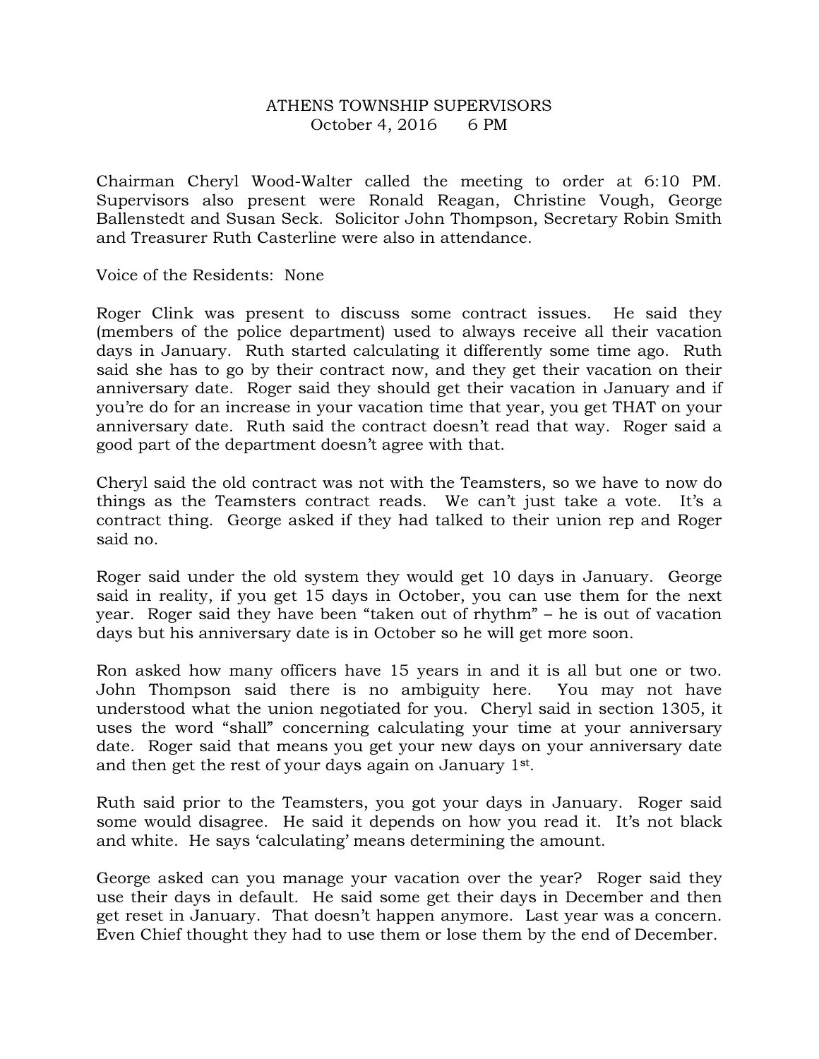# ATHENS TOWNSHIP SUPERVISORS

October 4, 2016 6 PM

Chairman Cheryl Wood-Walter called the meeting to order at 6:10 PM. Supervisors also present were Ronald Reagan, Christine Vough, George Ballenstedt and Susan Seck. Solicitor John Thompson, Secretary Robin Smith and Treasurer Ruth Casterline were also in attendance.

Voice of the Residents: None

Roger Clink was present to discuss some contract issues. He said they (members of the police department) used to always receive all their vacation days in January. Ruth started calculating it differently some time ago. Ruth said she has to go by their contract now, and they get their vacation on their anniversary date. Roger said they should get their vacation in January and if you're do for an increase in your vacation time that year, you get THAT on your anniversary date. Ruth said the contract doesn't read that way. Roger said a good part of the department doesn't agree with that.

Cheryl said the old contract was not with the Teamsters, so we have to now do things as the Teamsters contract reads. We can't just take a vote. It's a contract thing. George asked if they had talked to their union rep and Roger said no.

Roger said under the old system they would get 10 days in January. George said in reality, if you get 15 days in October, you can use them for the next year. Roger said they have been "taken out of rhythm" – he is out of vacation days but his anniversary date is in October so he will get more soon.

Ron asked how many officers have 15 years in and it is all but one or two. John Thompson said there is no ambiguity here. You may not have understood what the union negotiated for you. Cheryl said in section 1305, it uses the word "shall" concerning calculating your time at your anniversary date. Roger said that means you get your new days on your anniversary date and then get the rest of your days again on January 1st.

Ruth said prior to the Teamsters, you got your days in January. Roger said some would disagree. He said it depends on how you read it. It's not black and white. He says 'calculating' means determining the amount.

George asked can you manage your vacation over the year? Roger said they use their days in default. He said some get their days in December and then get reset in January. That doesn't happen anymore. Last year was a concern. Even Chief thought they had to use them or lose them by the end of December.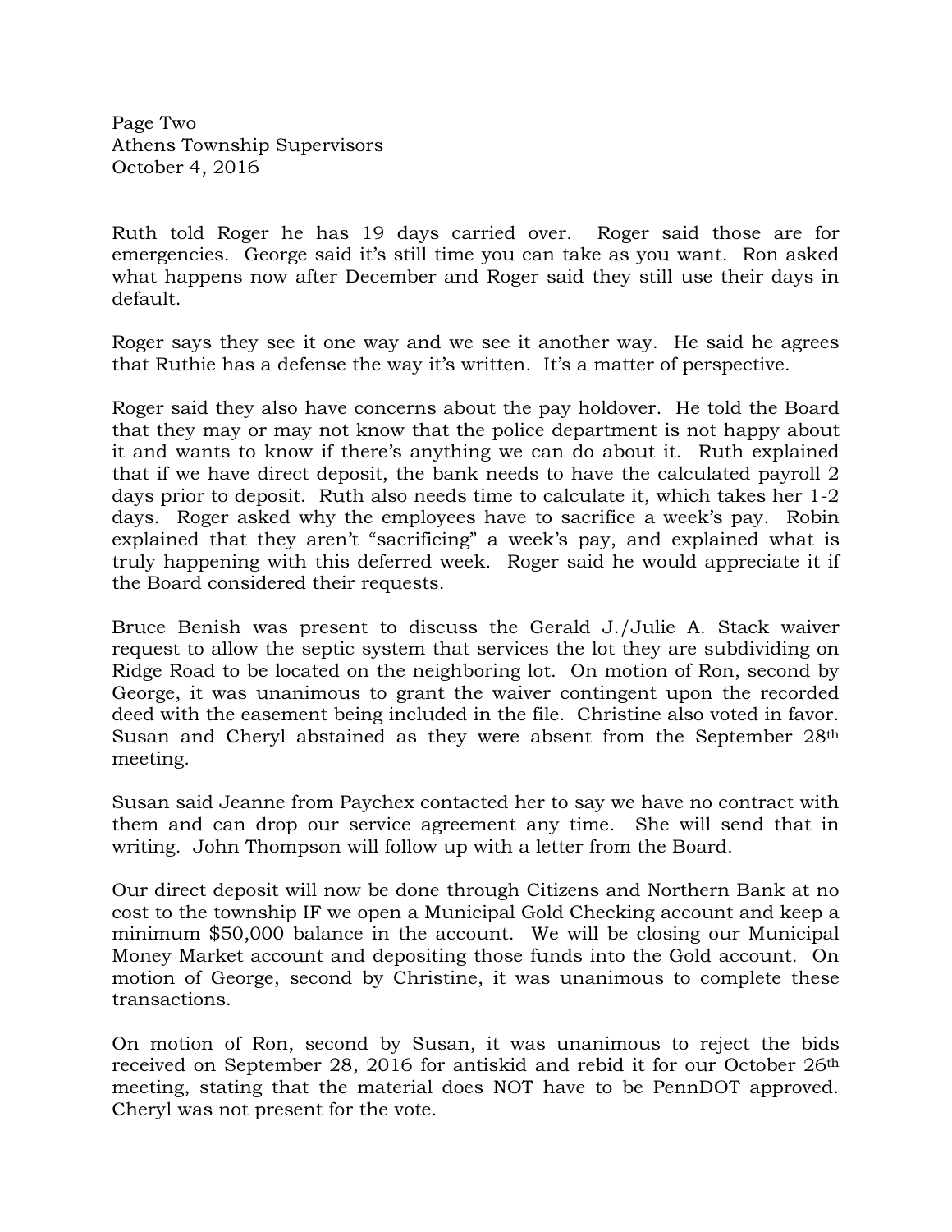Page Two
Athens Township Supervisors
October 4, 2016

Ruth told Roger he has 19 days carried over. Roger said those are for emergencies. George said it's still time you can take as you want. Ron asked what happens now after December and Roger said they still use their days in default.

Roger says they see it one way and we see it another way. He said he agrees that Ruthie has a defense the way it's written. It's a matter of perspective.

Roger said they also have concerns about the pay holdover. He told the Board that they may or may not know that the police department is not happy about it and wants to know if there's anything we can do about it. Ruth explained that if we have direct deposit, the bank needs to have the calculated payroll 2 days prior to deposit. Ruth also needs time to calculate it, which takes her 1-2 days. Roger asked why the employees have to sacrifice a week's pay. Robin explained that they aren't "sacrificing" a week's pay, and explained what is truly happening with this deferred week. Roger said he would appreciate it if the Board considered their requests.

Bruce Benish was present to discuss the Gerald J./Julie A. Stack waiver request to allow the septic system that services the lot they are subdividing on Ridge Road to be located on the neighboring lot. On motion of Ron, second by George, it was unanimous to grant the waiver contingent upon the recorded deed with the easement being included in the file. Christine also voted in favor. Susan and Cheryl abstained as they were absent from the September 28th meeting.

Susan said Jeanne from Paychex contacted her to say we have no contract with them and can drop our service agreement any time. She will send that in writing. John Thompson will follow up with a letter from the Board.

Our direct deposit will now be done through Citizens and Northern Bank at no cost to the township IF we open a Municipal Gold Checking account and keep a minimum $50,000 balance in the account. We will be closing our Municipal Money Market account and depositing those funds into the Gold account. On motion of George, second by Christine, it was unanimous to complete these transactions.

On motion of Ron, second by Susan, it was unanimous to reject the bids received on September 28, 2016 for antiskid and rebid it for our October 26th meeting, stating that the material does NOT have to be PennDOT approved. Cheryl was not present for the vote.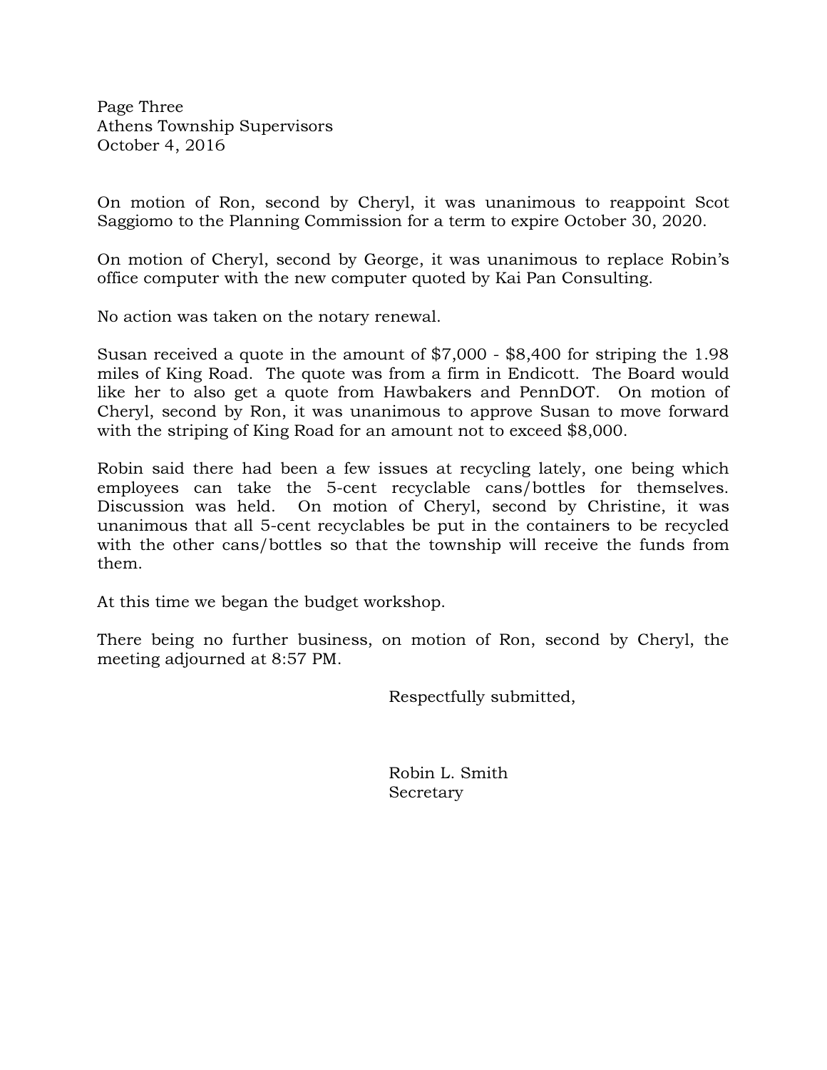On motion of Ron, second by Cheryl, it was unanimous to reappoint Scot Saggiomo to the Planning Commission for a term to expire October 30, 2020.

On motion of Cheryl, second by George, it was unanimous to replace Robin's office computer with the new computer quoted by Kai Pan Consulting.

No action was taken on the notary renewal.

Susan received a quote in the amount of $7,000 - $8,400 for striping the 1.98 miles of King Road. The quote was from a firm in Endicott. The Board would like her to also get a quote from Hawbakers and PennDOT. On motion of Cheryl, second by Ron, it was unanimous to approve Susan to move forward with the striping of King Road for an amount not to exceed $8,000.

Robin said there had been a few issues at recycling lately, one being which employees can take the 5-cent recyclable cans/bottles for themselves. Discussion was held. On motion of Cheryl, second by Christine, it was unanimous that all 5-cent recyclables be put in the containers to be recycled with the other cans/bottles so that the township will receive the funds from them.

At this time we began the budget workshop.

There being no further business, on motion of Ron, second by Cheryl, the meeting adjourned at 8:57 PM.

Respectfully submitted,

Robin L. Smith
Secretary